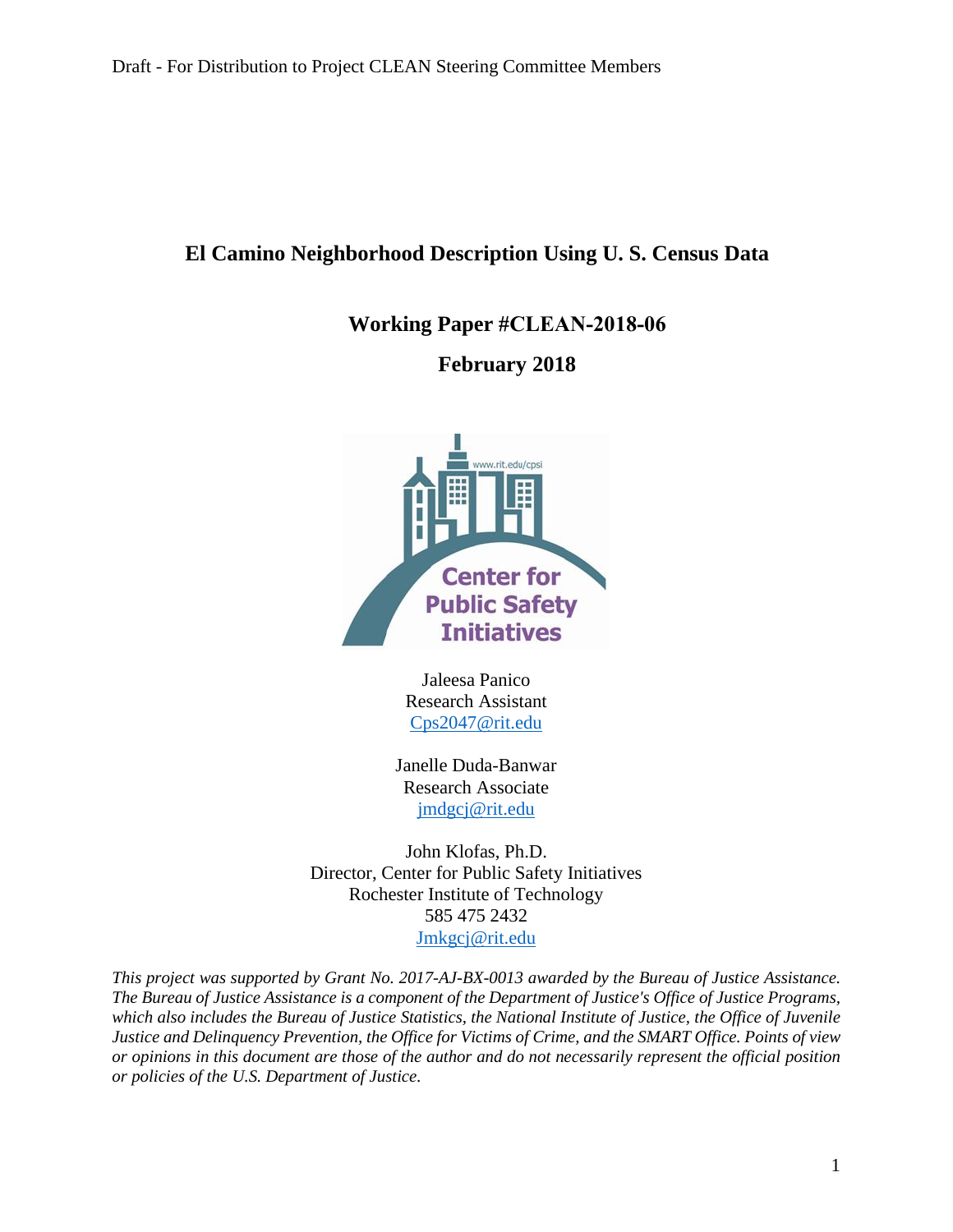Draft - For Distribution to Project CLEAN Steering Committee Members

# El Camino Neighborhood Description Using U. S. Census Data

## Working Paper #CLEAN-2018-06

## February 2018

Center for Public Safety Initiatives

www.rit.edu/cpsi

Jaleesa Panico
Research Assistant
Cps2047@rit.edu

Janelle Duda-Banwar
Research Associate
jmdgcj@rit.edu

John Klofas, Ph.D.
Director, Center for Public Safety Initiatives
Rochester Institute of Technology
585 475 2432
Jmkgcj@rit.edu

*This project was supported by Grant No. 2017-AJ-BX-0013 awarded by the Bureau of Justice Assistance. The Bureau of Justice Assistance is a component of the Department of Justice's Office of Justice Programs, which also includes the Bureau of Justice Statistics, the National Institute of Justice, the Office of Juvenile Justice and Delinquency Prevention, the Office for Victims of Crime, and the SMART Office. Points of view or opinions in this document are those of the author and do not necessarily represent the official position or policies of the U.S. Department of Justice.*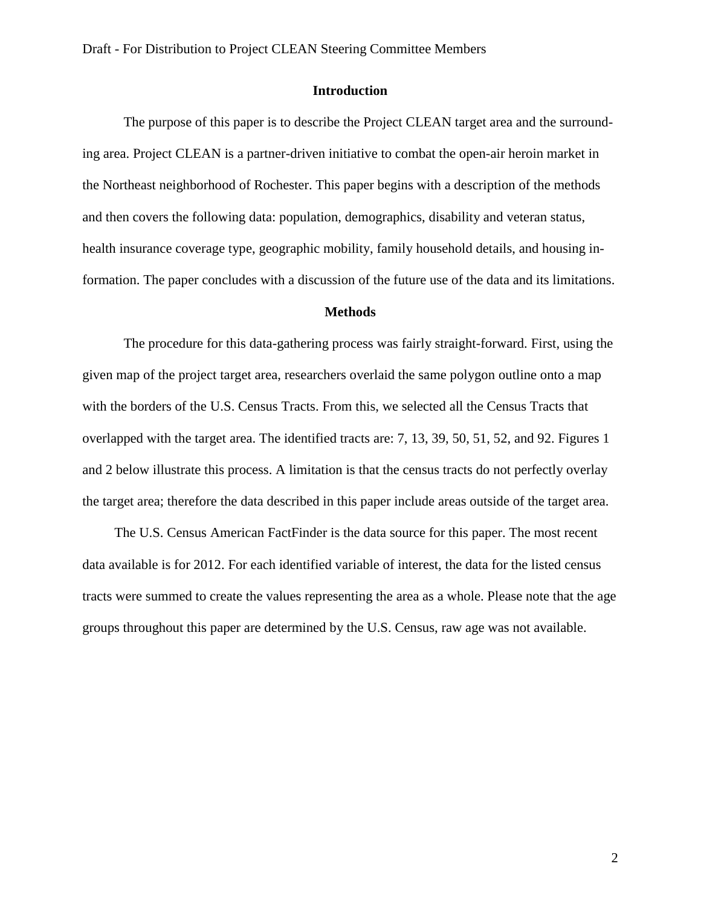## Introduction

The purpose of this paper is to describe the Project CLEAN target area and the surrounding area. Project CLEAN is a partner-driven initiative to combat the open-air heroin market in the Northeast neighborhood of Rochester. This paper begins with a description of the methods and then covers the following data: population, demographics, disability and veteran status, health insurance coverage type, geographic mobility, family household details, and housing information. The paper concludes with a discussion of the future use of the data and its limitations.

## Methods

The procedure for this data-gathering process was fairly straight-forward. First, using the given map of the project target area, researchers overlaid the same polygon outline onto a map with the borders of the U.S. Census Tracts. From this, we selected all the Census Tracts that overlapped with the target area. The identified tracts are: 7, 13, 39, 50, 51, 52, and 92. Figures 1 and 2 below illustrate this process. A limitation is that the census tracts do not perfectly overlay the target area; therefore the data described in this paper include areas outside of the target area.

The U.S. Census American FactFinder is the data source for this paper. The most recent data available is for 2012. For each identified variable of interest, the data for the listed census tracts were summed to create the values representing the area as a whole. Please note that the age groups throughout this paper are determined by the U.S. Census, raw age was not available.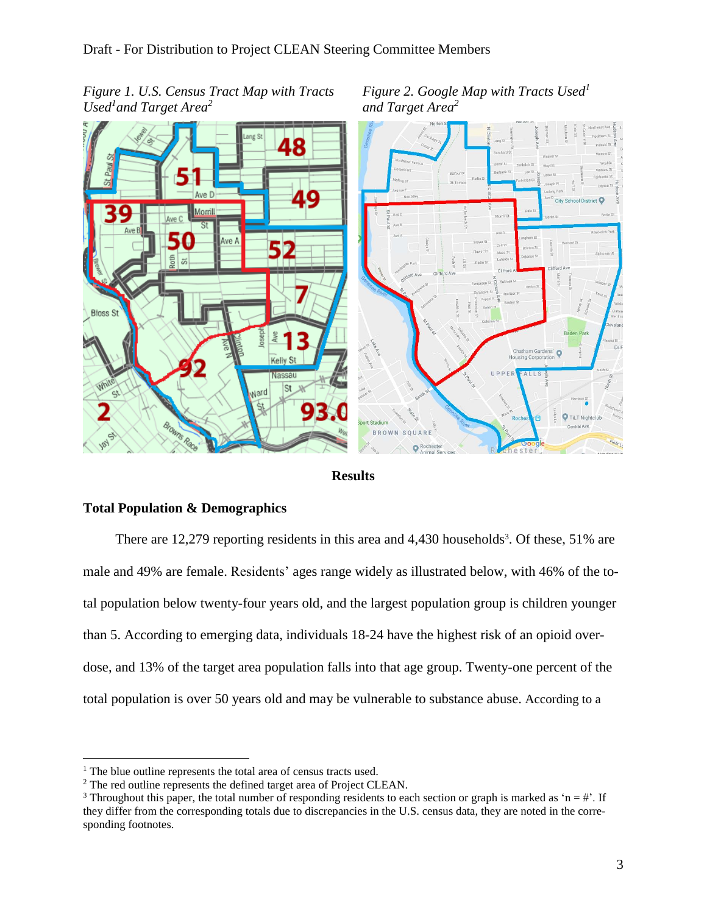*Figure 1. U.S. Census Tract Map with Tracts Used[1] and Target Area[2]*

*Figure 2. Google Map with Tracts Used[1] and Target Area[2]*

**Results**

**Total Population & Demographics**

There are 12,279 reporting residents in this area and 4,430 households[3]. Of these, 51% are male and 49% are female. Residents' ages range widely as illustrated below, with 46% of the total population below twenty-four years old, and the largest population group is children younger than 5. According to emerging data, individuals 18-24 have the highest risk of an opioid overdose, and 13% of the target area population falls into that age group. Twenty-one percent of the total population is over 50 years old and may be vulnerable to substance abuse. According to a

---

[1] The blue outline represents the total area of census tracts used.

[2] The red outline represents the defined target area of Project CLEAN.

[3] Throughout this paper, the total number of responding residents to each section or graph is marked as 'n = #'. If they differ from the corresponding totals due to discrepancies in the U.S. census data, they are noted in the corresponding footnotes.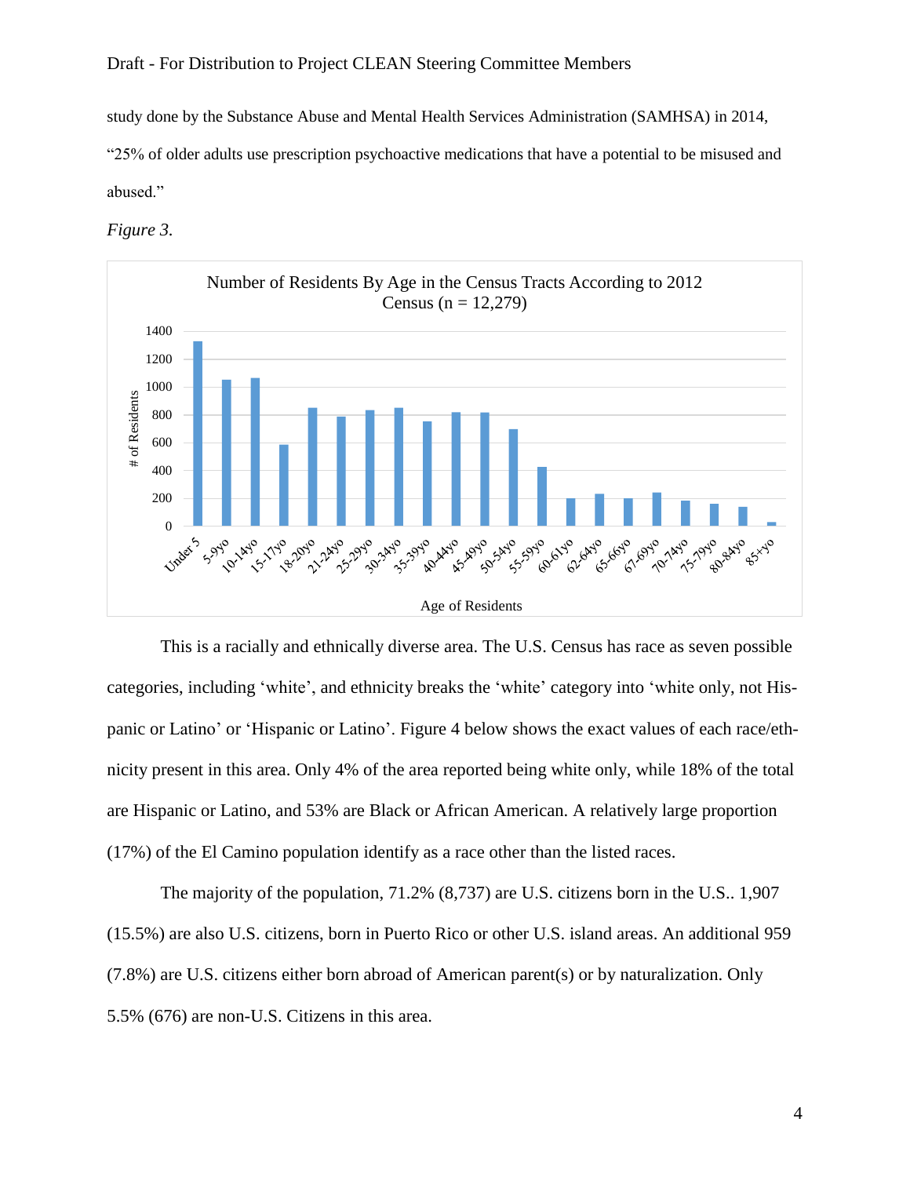study done by the Substance Abuse and Mental Health Services Administration (SAMHSA) in 2014, "25% of older adults use prescription psychoactive medications that have a potential to be misused and abused."

*Figure 3.*

This is a racially and ethnically diverse area. The U.S. Census has race as seven possible categories, including 'white', and ethnicity breaks the 'white' category into 'white only, not Hispanic or Latino' or 'Hispanic or Latino'. Figure 4 below shows the exact values of each race/ethnicity present in this area. Only 4% of the area reported being white only, while 18% of the total are Hispanic or Latino, and 53% are Black or African American. A relatively large proportion (17%) of the El Camino population identify as a race other than the listed races.

The majority of the population, 71.2% (8,737) are U.S. citizens born in the U.S.. 1,907 (15.5%) are also U.S. citizens, born in Puerto Rico or other U.S. island areas. An additional 959 (7.8%) are U.S. citizens either born abroad of American parent(s) or by naturalization. Only 5.5% (676) are non-U.S. Citizens in this area.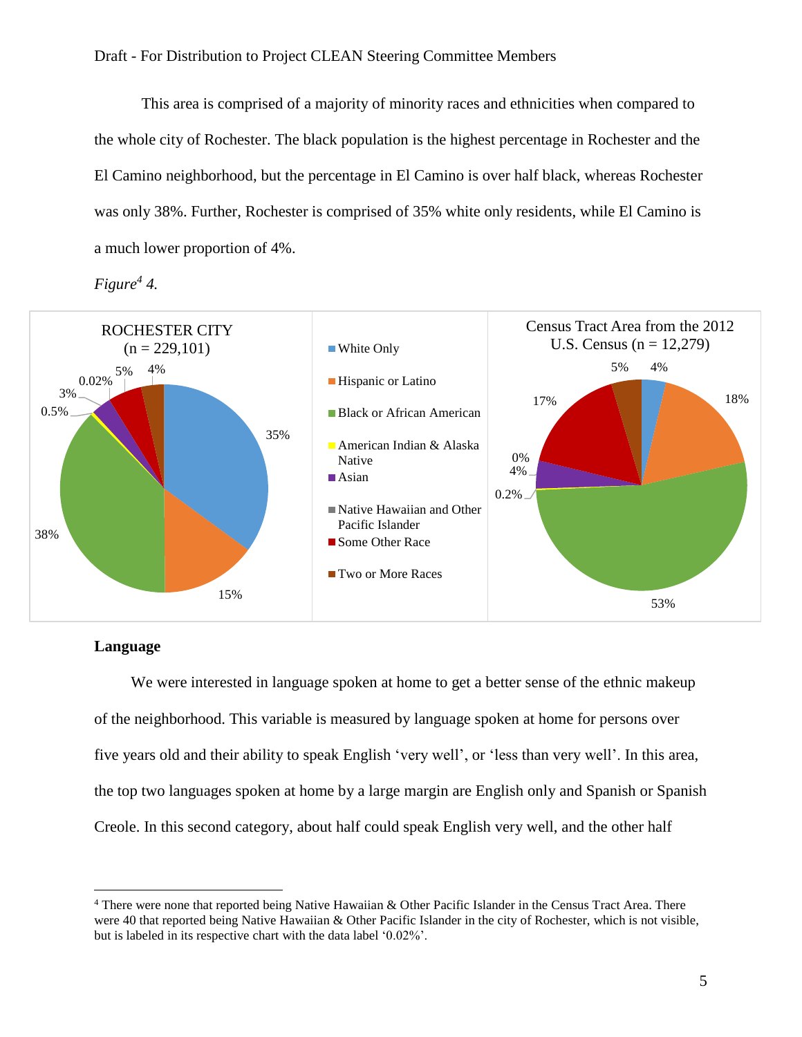This area is comprised of a majority of minority races and ethnicities when compared to the whole city of Rochester. The black population is the highest percentage in Rochester and the El Camino neighborhood, but the percentage in El Camino is over half black, whereas Rochester was only 38%. Further, Rochester is comprised of 35% white only residents, while El Camino is a much lower proportion of 4%.

*Figure[4] 4.*

ROCHESTER CITY (n = 229,101)

- White Only: 35%
- Hispanic or Latino: 15%
- Black or African American: 38%
- American Indian & Alaska Native: 0.5%
- Asian: 3%
- Native Hawaiian and Other Pacific Islander: 0.02%
- Some Other Race: 5%
- Two or More Races: 4%

Census Tract Area from the 2012 U.S. Census (n = 12,279)

- White Only: 4%
- Hispanic or Latino: 18%
- Black or African American: 53%
- American Indian & Alaska Native: 0.2%
- Asian: 4%
- Native Hawaiian and Other Pacific Islander: 0%
- Some Other Race: 17%
- Two or More Races: 5%

**Language**

We were interested in language spoken at home to get a better sense of the ethnic makeup of the neighborhood. This variable is measured by language spoken at home for persons over five years old and their ability to speak English 'very well', or 'less than very well'. In this area, the top two languages spoken at home by a large margin are English only and Spanish or Spanish Creole. In this second category, about half could speak English very well, and the other half

[4] There were none that reported being Native Hawaiian & Other Pacific Islander in the Census Tract Area. There were 40 that reported being Native Hawaiian & Other Pacific Islander in the city of Rochester, which is not visible, but is labeled in its respective chart with the data label '0.02%'.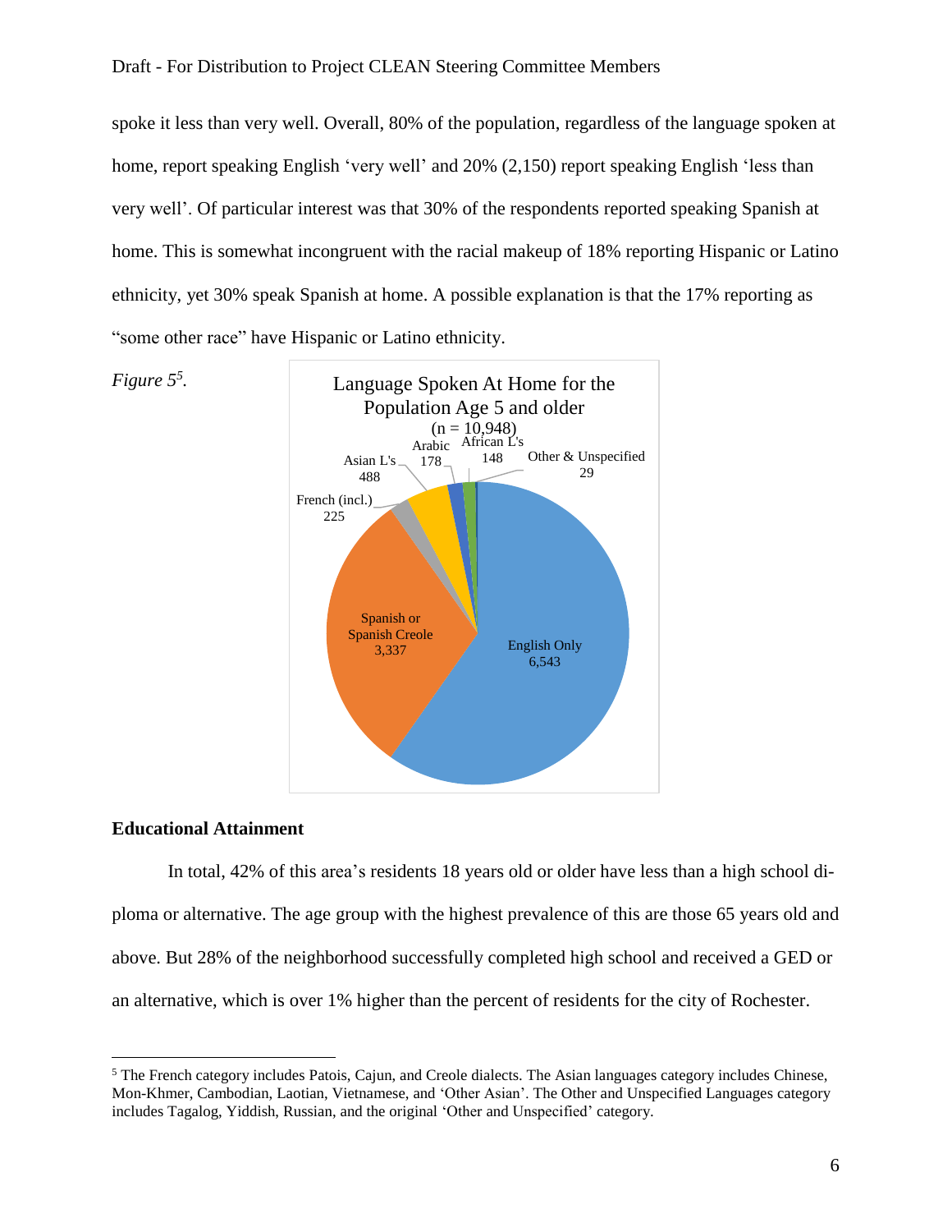spoke it less than very well. Overall, 80% of the population, regardless of the language spoken at home, report speaking English 'very well' and 20% (2,150) report speaking English 'less than very well'. Of particular interest was that 30% of the respondents reported speaking Spanish at home. This is somewhat incongruent with the racial makeup of 18% reporting Hispanic or Latino ethnicity, yet 30% speak Spanish at home. A possible explanation is that the 17% reporting as "some other race" have Hispanic or Latino ethnicity.

*Figure 5*[5].

Language Spoken At Home for the Population Age 5 and older (n = 10,948)

| Language | Count |
|---|---|
| English Only | 6,543 |
| Spanish or Spanish Creole | 3,337 |
| French (incl.) | 225 |
| Asian L's | 488 |
| Arabic | 178 |
| African L's | 148 |
| Other & Unspecified | 29 |

## Educational Attainment

In total, 42% of this area's residents 18 years old or older have less than a high school diploma or alternative. The age group with the highest prevalence of this are those 65 years old and above. But 28% of the neighborhood successfully completed high school and received a GED or an alternative, which is over 1% higher than the percent of residents for the city of Rochester.

---

[5] The French category includes Patois, Cajun, and Creole dialects. The Asian languages category includes Chinese, Mon-Khmer, Cambodian, Laotian, Vietnamese, and 'Other Asian'. The Other and Unspecified Languages category includes Tagalog, Yiddish, Russian, and the original 'Other and Unspecified' category.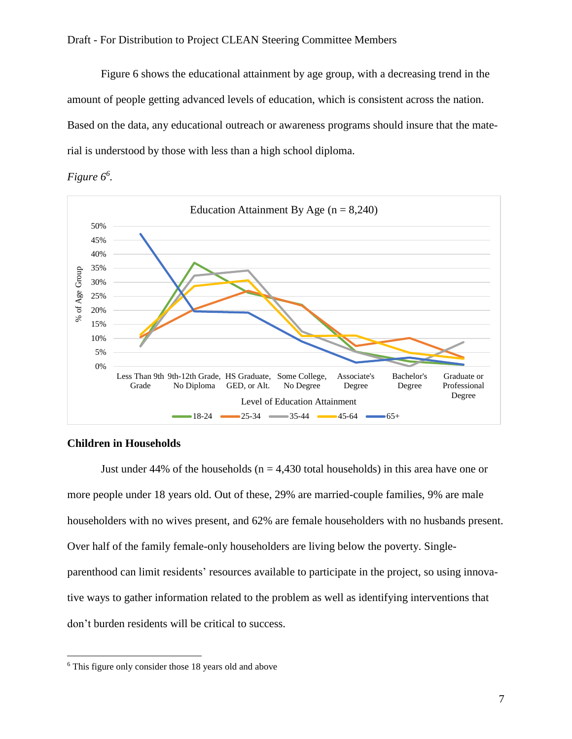Figure 6 shows the educational attainment by age group, with a decreasing trend in the amount of people getting advanced levels of education, which is consistent across the nation. Based on the data, any educational outreach or awareness programs should insure that the material is understood by those with less than a high school diploma.

*Figure 6*[6].

## Children in Households

Just under 44% of the households (n = 4,430 total households) in this area have one or more people under 18 years old. Out of these, 29% are married-couple families, 9% are male householders with no wives present, and 62% are female householders with no husbands present. Over half of the family female-only householders are living below the poverty. Single-parenthood can limit residents' resources available to participate in the project, so using innovative ways to gather information related to the problem as well as identifying interventions that don't burden residents will be critical to success.

---

[6] This figure only consider those 18 years old and above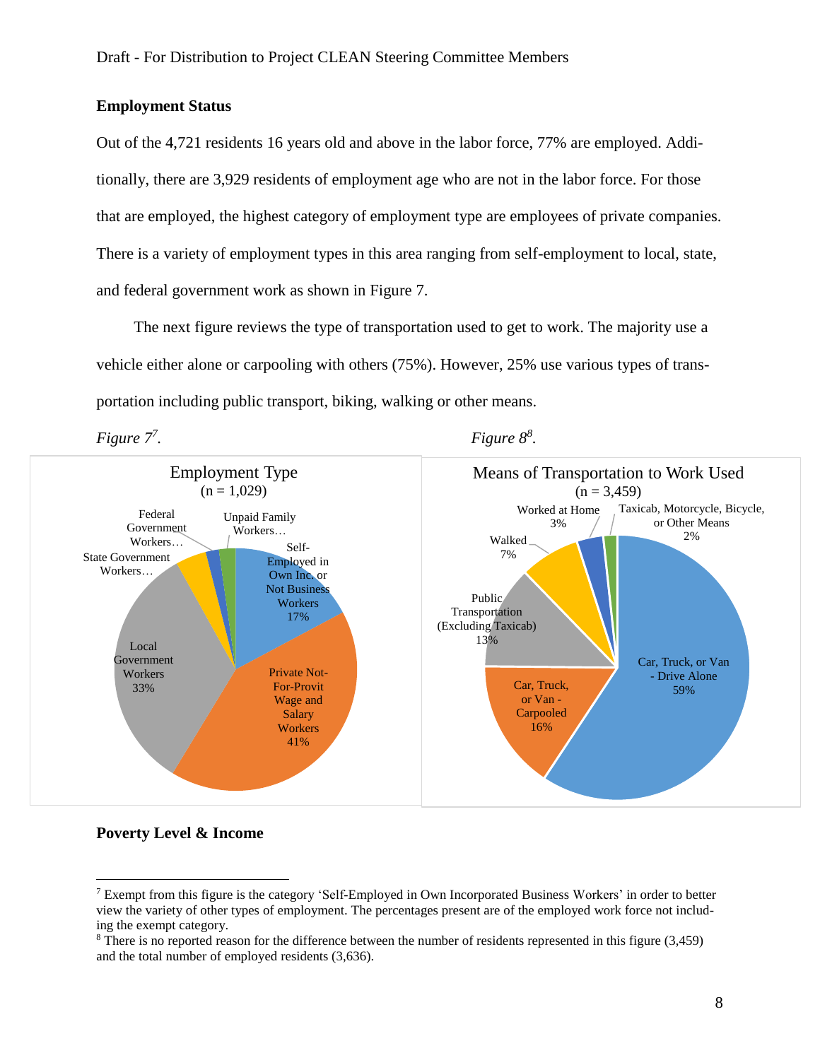### Employment Status

Out of the 4,721 residents 16 years old and above in the labor force, 77% are employed. Additionally, there are 3,929 residents of employment age who are not in the labor force. For those that are employed, the highest category of employment type are employees of private companies. There is a variety of employment types in this area ranging from self-employment to local, state, and federal government work as shown in Figure 7.

The next figure reviews the type of transportation used to get to work. The majority use a vehicle either alone or carpooling with others (75%). However, 25% use various types of transportation including public transport, biking, walking or other means.

*Figure 7*[7].

Employment Type
(n = 1,029)

Self-Employed in Own Inc. or Not Business Workers 17%
Private Not-For-Provit Wage and Salary Workers 41%
Local Government Workers 33%
State Government Workers…
Federal Government Workers…
Unpaid Family Workers…

*Figure 8*[8].

Means of Transportation to Work Used
(n = 3,459)

Car, Truck, or Van - Drive Alone 59%
Car, Truck, or Van - Carpooled 16%
Public Transportation (Excluding Taxicab) 13%
Walked 7%
Worked at Home 3%
Taxicab, Motorcycle, Bicycle, or Other Means 2%

### Poverty Level & Income

---

[7] Exempt from this figure is the category 'Self-Employed in Own Incorporated Business Workers' in order to better view the variety of other types of employment. The percentages present are of the employed work force not including the exempt category.

[8] There is no reported reason for the difference between the number of residents represented in this figure (3,459) and the total number of employed residents (3,636).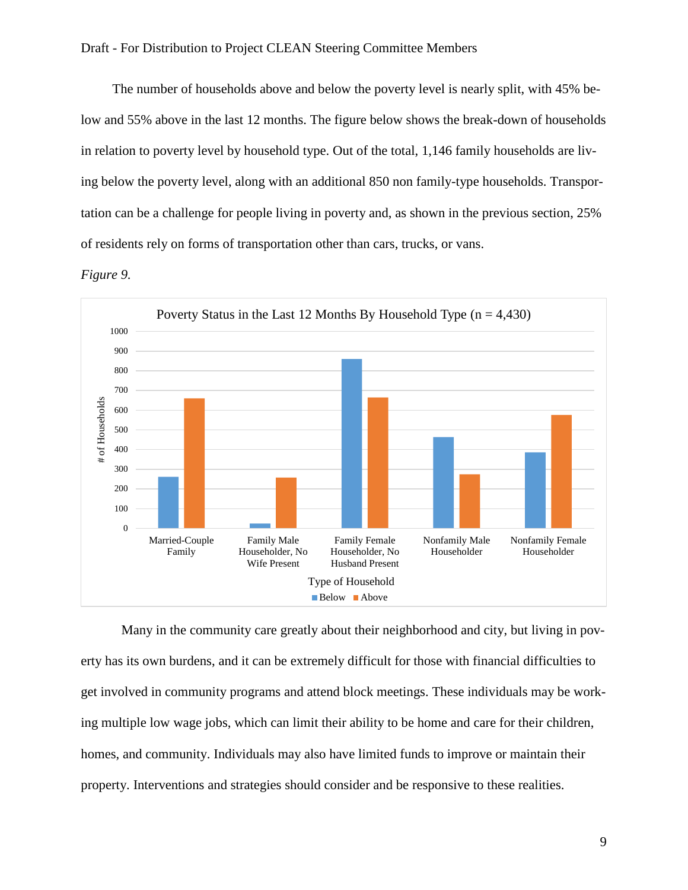The number of households above and below the poverty level is nearly split, with 45% below and 55% above in the last 12 months. The figure below shows the break-down of households in relation to poverty level by household type. Out of the total, 1,146 family households are living below the poverty level, along with an additional 850 non family-type households. Transportation can be a challenge for people living in poverty and, as shown in the previous section, 25% of residents rely on forms of transportation other than cars, trucks, or vans.

*Figure 9.*

Poverty Status in the Last 12 Months By Household Type (n = 4,430)

Many in the community care greatly about their neighborhood and city, but living in poverty has its own burdens, and it can be extremely difficult for those with financial difficulties to get involved in community programs and attend block meetings. These individuals may be working multiple low wage jobs, which can limit their ability to be home and care for their children, homes, and community. Individuals may also have limited funds to improve or maintain their property. Interventions and strategies should consider and be responsive to these realities.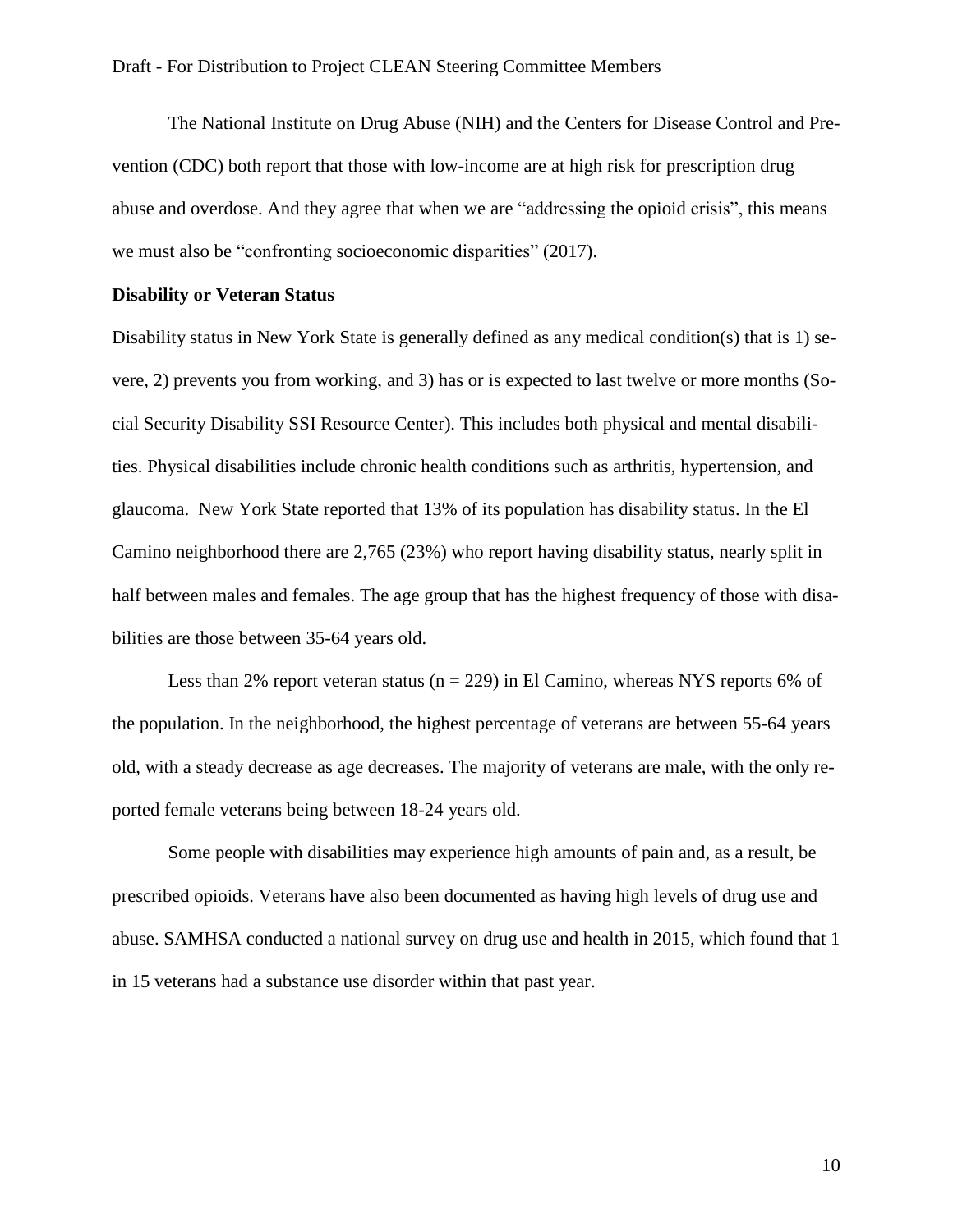The National Institute on Drug Abuse (NIH) and the Centers for Disease Control and Prevention (CDC) both report that those with low-income are at high risk for prescription drug abuse and overdose. And they agree that when we are "addressing the opioid crisis", this means we must also be "confronting socioeconomic disparities" (2017).

**Disability or Veteran Status**

Disability status in New York State is generally defined as any medical condition(s) that is 1) severe, 2) prevents you from working, and 3) has or is expected to last twelve or more months (Social Security Disability SSI Resource Center). This includes both physical and mental disabilities. Physical disabilities include chronic health conditions such as arthritis, hypertension, and glaucoma. New York State reported that 13% of its population has disability status. In the El Camino neighborhood there are 2,765 (23%) who report having disability status, nearly split in half between males and females. The age group that has the highest frequency of those with disabilities are those between 35-64 years old.

Less than 2% report veteran status (n = 229) in El Camino, whereas NYS reports 6% of the population. In the neighborhood, the highest percentage of veterans are between 55-64 years old, with a steady decrease as age decreases. The majority of veterans are male, with the only reported female veterans being between 18-24 years old.

Some people with disabilities may experience high amounts of pain and, as a result, be prescribed opioids. Veterans have also been documented as having high levels of drug use and abuse. SAMHSA conducted a national survey on drug use and health in 2015, which found that 1 in 15 veterans had a substance use disorder within that past year.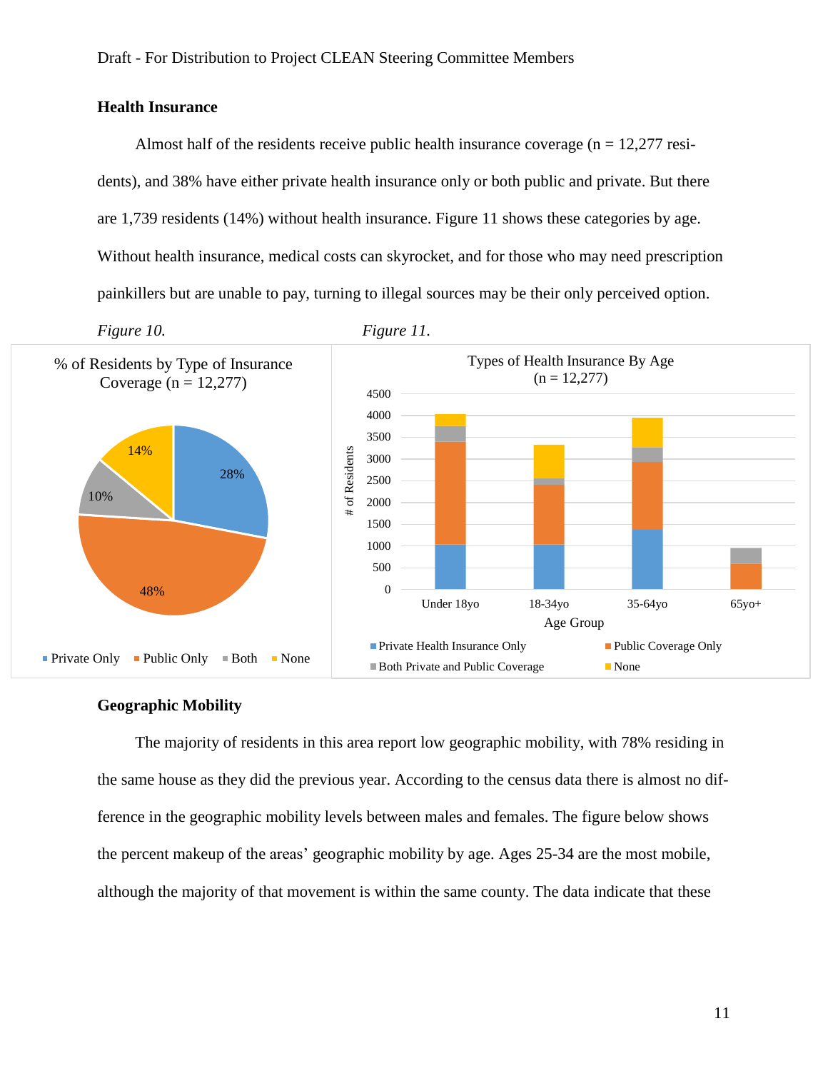Draft - For Distribution to Project CLEAN Steering Committee Members

**Health Insurance**

Almost half of the residents receive public health insurance coverage (n = 12,277 residents), and 38% have either private health insurance only or both public and private. But there are 1,739 residents (14%) without health insurance. Figure 11 shows these categories by age. Without health insurance, medical costs can skyrocket, and for those who may need prescription painkillers but are unable to pay, turning to illegal sources may be their only perceived option.

*Figure 10.*

% of Residents by Type of Insurance Coverage (n = 12,277)

*Figure 11.*

Types of Health Insurance By Age (n = 12,277)

**Geographic Mobility**

The majority of residents in this area report low geographic mobility, with 78% residing in the same house as they did the previous year. According to the census data there is almost no difference in the geographic mobility levels between males and females. The figure below shows the percent makeup of the areas' geographic mobility by age. Ages 25-34 are the most mobile, although the majority of that movement is within the same county. The data indicate that these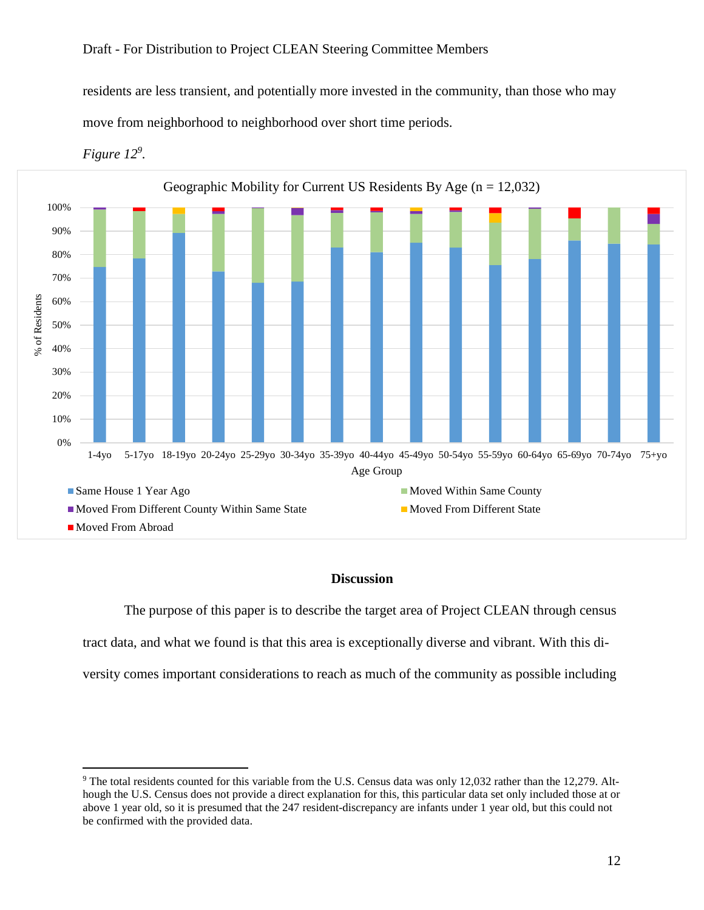residents are less transient, and potentially more invested in the community, than those who may move from neighborhood to neighborhood over short time periods.

*Figure 12*[9].

Geographic Mobility for Current US Residents By Age (n = 12,032)

## Discussion

The purpose of this paper is to describe the target area of Project CLEAN through census tract data, and what we found is that this area is exceptionally diverse and vibrant. With this diversity comes important considerations to reach as much of the community as possible including

[9] The total residents counted for this variable from the U.S. Census data was only 12,032 rather than the 12,279. Although the U.S. Census does not provide a direct explanation for this, this particular data set only included those at or above 1 year old, so it is presumed that the 247 resident-discrepancy are infants under 1 year old, but this could not be confirmed with the provided data.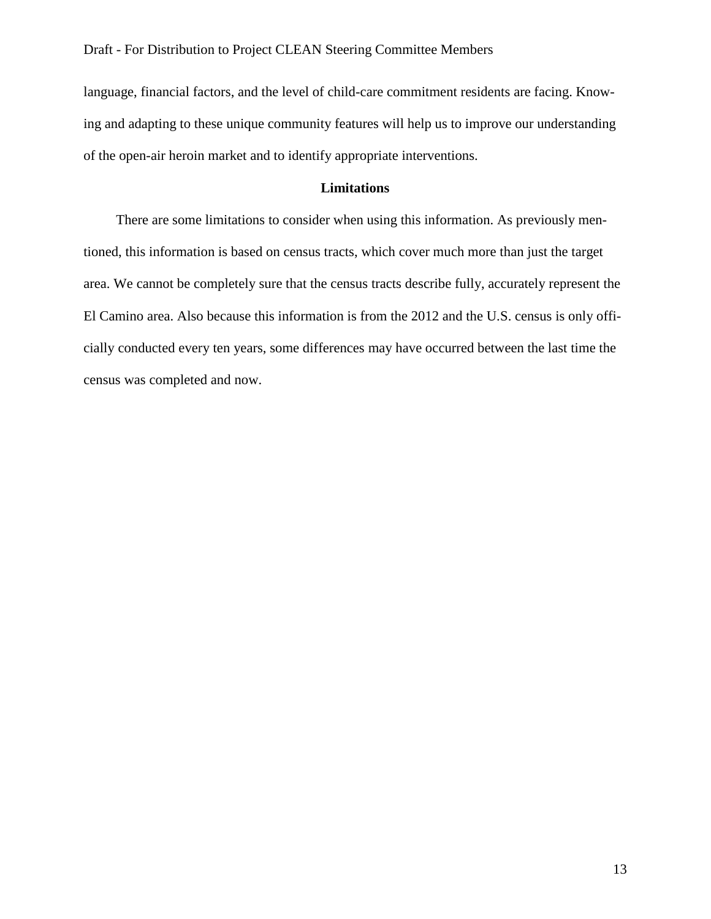language, financial factors, and the level of child-care commitment residents are facing. Knowing and adapting to these unique community features will help us to improve our understanding of the open-air heroin market and to identify appropriate interventions.

## Limitations

There are some limitations to consider when using this information. As previously mentioned, this information is based on census tracts, which cover much more than just the target area. We cannot be completely sure that the census tracts describe fully, accurately represent the El Camino area. Also because this information is from the 2012 and the U.S. census is only officially conducted every ten years, some differences may have occurred between the last time the census was completed and now.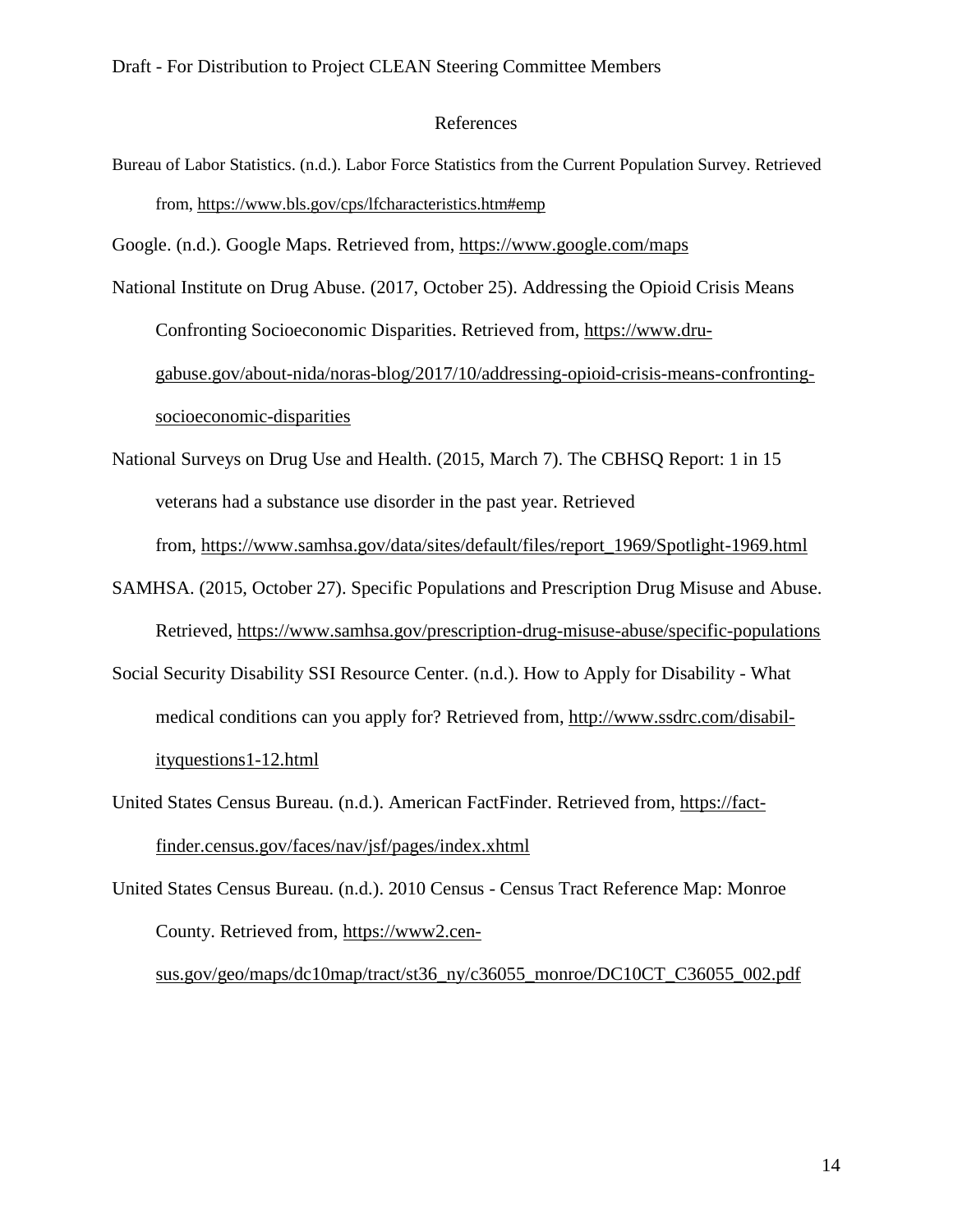# References

Bureau of Labor Statistics. (n.d.). Labor Force Statistics from the Current Population Survey. Retrieved from, https://www.bls.gov/cps/lfcharacteristics.htm#emp

Google. (n.d.). Google Maps. Retrieved from, https://www.google.com/maps

National Institute on Drug Abuse. (2017, October 25). Addressing the Opioid Crisis Means Confronting Socioeconomic Disparities. Retrieved from, https://www.drugabuse.gov/about-nida/noras-blog/2017/10/addressing-opioid-crisis-means-confronting-socioeconomic-disparities

National Surveys on Drug Use and Health. (2015, March 7). The CBHSQ Report: 1 in 15 veterans had a substance use disorder in the past year. Retrieved from, https://www.samhsa.gov/data/sites/default/files/report_1969/Spotlight-1969.html

SAMHSA. (2015, October 27). Specific Populations and Prescription Drug Misuse and Abuse. Retrieved, https://www.samhsa.gov/prescription-drug-misuse-abuse/specific-populations

Social Security Disability SSI Resource Center. (n.d.). How to Apply for Disability - What medical conditions can you apply for? Retrieved from, http://www.ssdrc.com/disabilityquestions1-12.html

United States Census Bureau. (n.d.). American FactFinder. Retrieved from, https://factfinder.census.gov/faces/nav/jsf/pages/index.xhtml

United States Census Bureau. (n.d.). 2010 Census - Census Tract Reference Map: Monroe County. Retrieved from, https://www2.census.gov/geo/maps/dc10map/tract/st36_ny/c36055_monroe/DC10CT_C36055_002.pdf